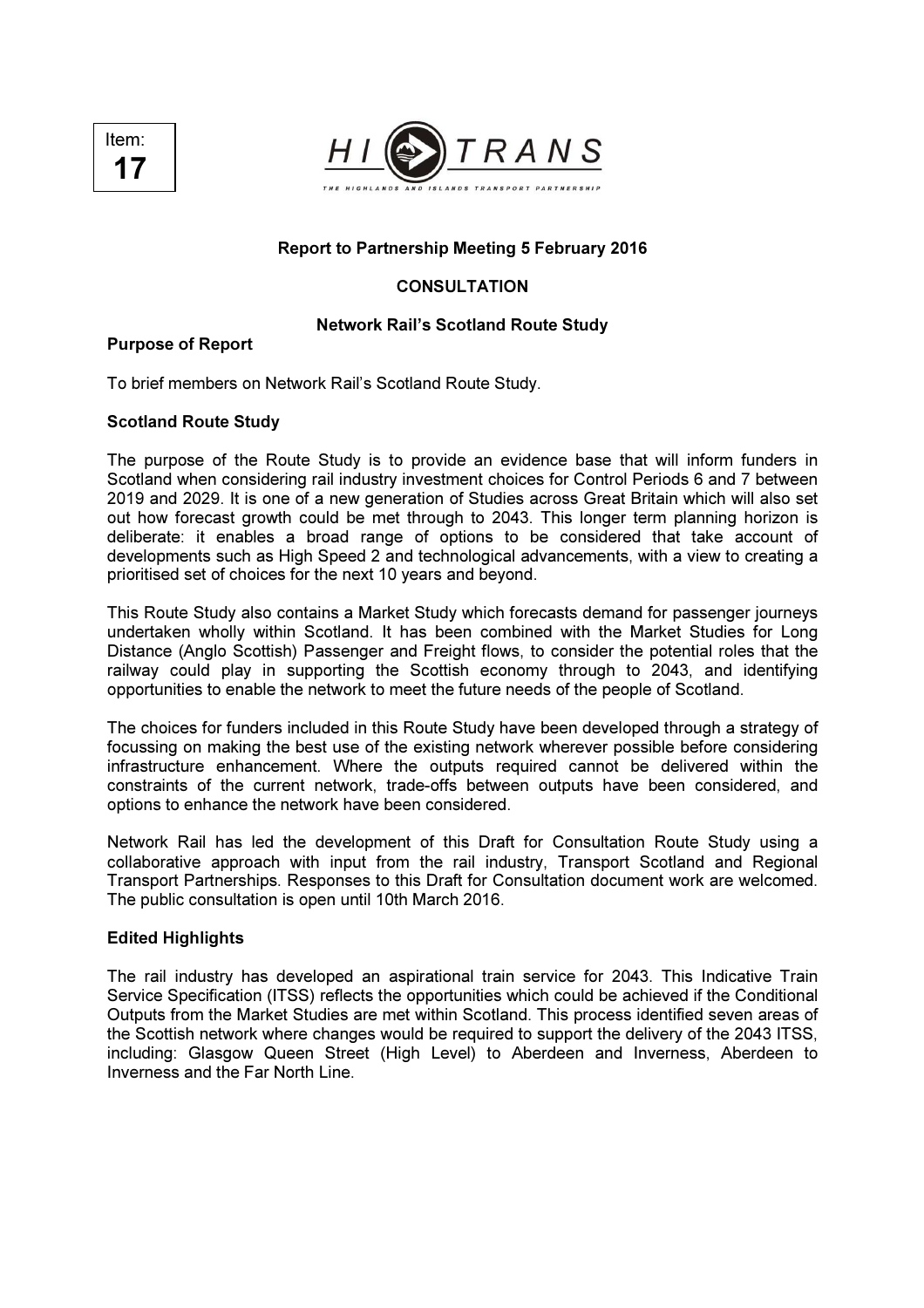Item:
**17**

HI TRANS

THE HIGHLANDS AND ISLANDS TRANSPORT PARTNERSHIP

**Report to Partnership Meeting 5 February 2016**

**CONSULTATION**

**Network Rail's Scotland Route Study**

**Purpose of Report**

To brief members on Network Rail's Scotland Route Study.

**Scotland Route Study**

The purpose of the Route Study is to provide an evidence base that will inform funders in Scotland when considering rail industry investment choices for Control Periods 6 and 7 between 2019 and 2029. It is one of a new generation of Studies across Great Britain which will also set out how forecast growth could be met through to 2043. This longer term planning horizon is deliberate: it enables a broad range of options to be considered that take account of developments such as High Speed 2 and technological advancements, with a view to creating a prioritised set of choices for the next 10 years and beyond.

This Route Study also contains a Market Study which forecasts demand for passenger journeys undertaken wholly within Scotland. It has been combined with the Market Studies for Long Distance (Anglo Scottish) Passenger and Freight flows, to consider the potential roles that the railway could play in supporting the Scottish economy through to 2043, and identifying opportunities to enable the network to meet the future needs of the people of Scotland.

The choices for funders included in this Route Study have been developed through a strategy of focussing on making the best use of the existing network wherever possible before considering infrastructure enhancement. Where the outputs required cannot be delivered within the constraints of the current network, trade-offs between outputs have been considered, and options to enhance the network have been considered.

Network Rail has led the development of this Draft for Consultation Route Study using a collaborative approach with input from the rail industry, Transport Scotland and Regional Transport Partnerships. Responses to this Draft for Consultation document work are welcomed. The public consultation is open until 10th March 2016.

**Edited Highlights**

The rail industry has developed an aspirational train service for 2043. This Indicative Train Service Specification (ITSS) reflects the opportunities which could be achieved if the Conditional Outputs from the Market Studies are met within Scotland. This process identified seven areas of the Scottish network where changes would be required to support the delivery of the 2043 ITSS, including: Glasgow Queen Street (High Level) to Aberdeen and Inverness, Aberdeen to Inverness and the Far North Line.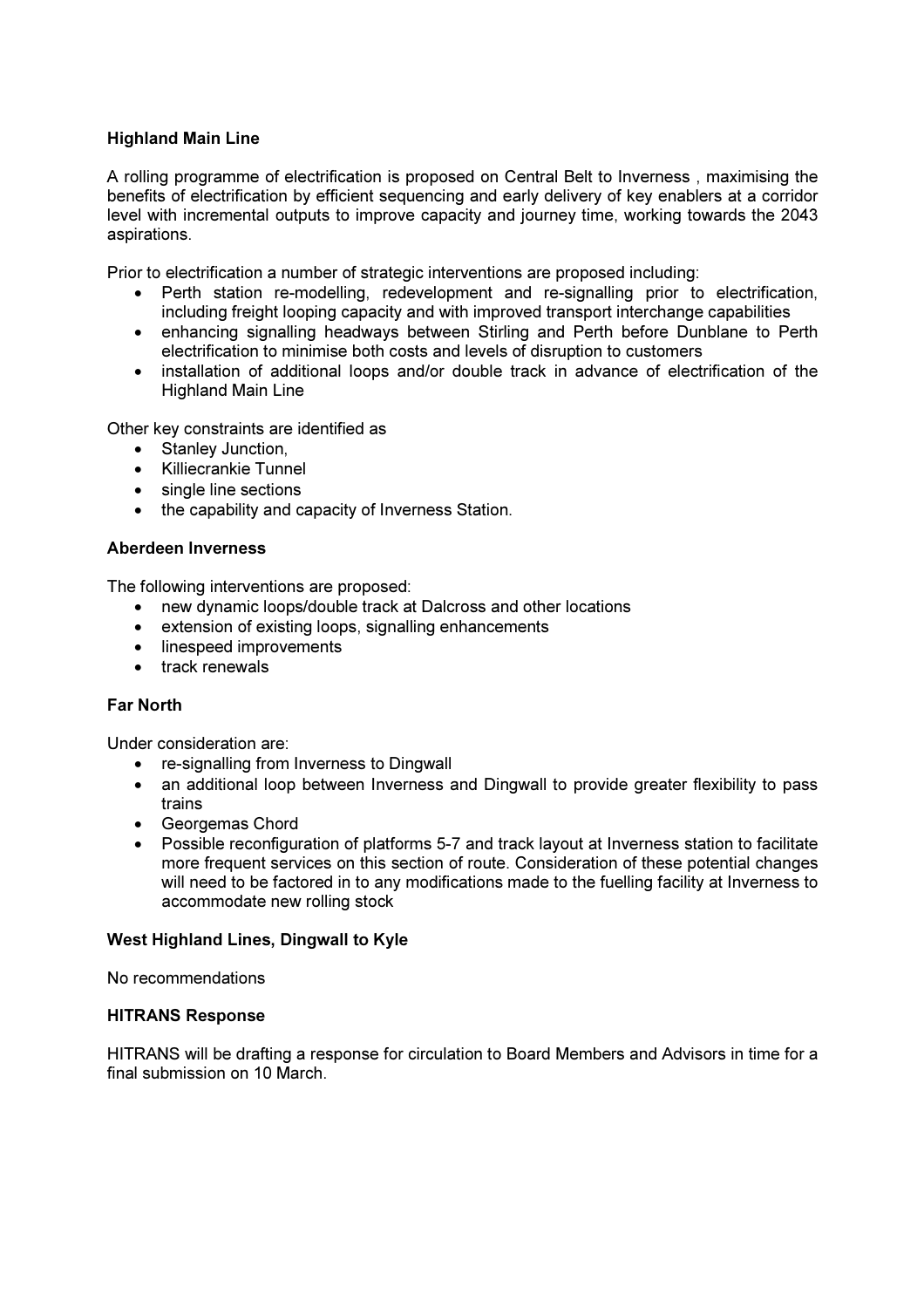**Highland Main Line**

A rolling programme of electrification is proposed on Central Belt to Inverness , maximising the benefits of electrification by efficient sequencing and early delivery of key enablers at a corridor level with incremental outputs to improve capacity and journey time, working towards the 2043 aspirations.

Prior to electrification a number of strategic interventions are proposed including:

- Perth station re-modelling, redevelopment and re-signalling prior to electrification, including freight looping capacity and with improved transport interchange capabilities
- enhancing signalling headways between Stirling and Perth before Dunblane to Perth electrification to minimise both costs and levels of disruption to customers
- installation of additional loops and/or double track in advance of electrification of the Highland Main Line

Other key constraints are identified as

- Stanley Junction,
- Killiecrankie Tunnel
- single line sections
- the capability and capacity of Inverness Station.

**Aberdeen Inverness**

The following interventions are proposed:

- new dynamic loops/double track at Dalcross and other locations
- extension of existing loops, signalling enhancements
- linespeed improvements
- track renewals

**Far North**

Under consideration are:

- re-signalling from Inverness to Dingwall
- an additional loop between Inverness and Dingwall to provide greater flexibility to pass trains
- Georgemas Chord
- Possible reconfiguration of platforms 5-7 and track layout at Inverness station to facilitate more frequent services on this section of route. Consideration of these potential changes will need to be factored in to any modifications made to the fuelling facility at Inverness to accommodate new rolling stock

**West Highland Lines, Dingwall to Kyle**

No recommendations

**HITRANS Response**

HITRANS will be drafting a response for circulation to Board Members and Advisors in time for a final submission on 10 March.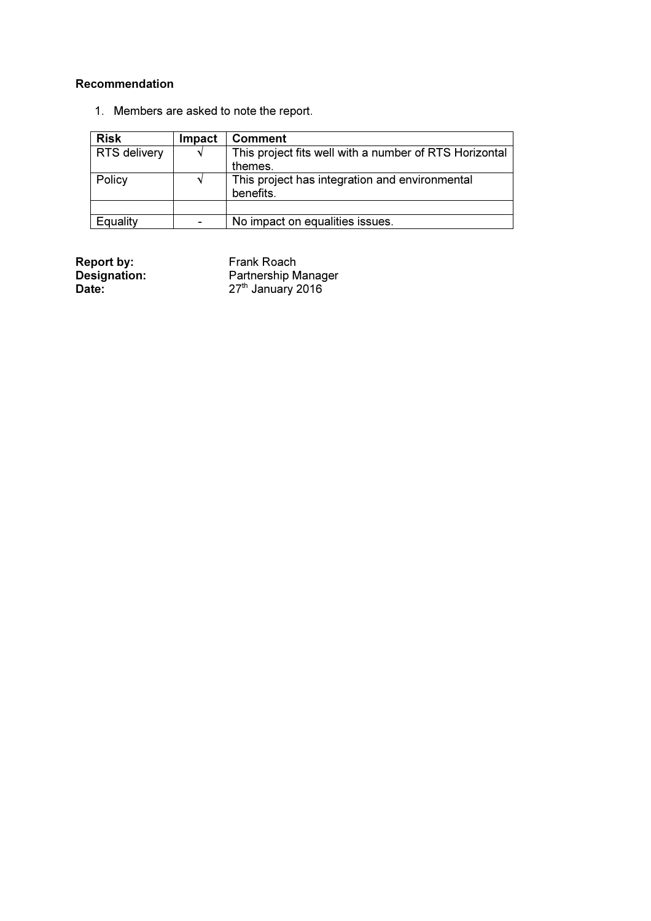**Recommendation**

1. Members are asked to note the report.

| Risk | Impact | Comment |
|---|---|---|
| RTS delivery | √ | This project fits well with a number of RTS Horizontal themes. |
| Policy | √ | This project has integration and environmental benefits. |
| | | |
| Equality | - | No impact on equalities issues. |

**Report by:** Frank Roach
**Designation:** Partnership Manager
**Date:** 27th January 2016